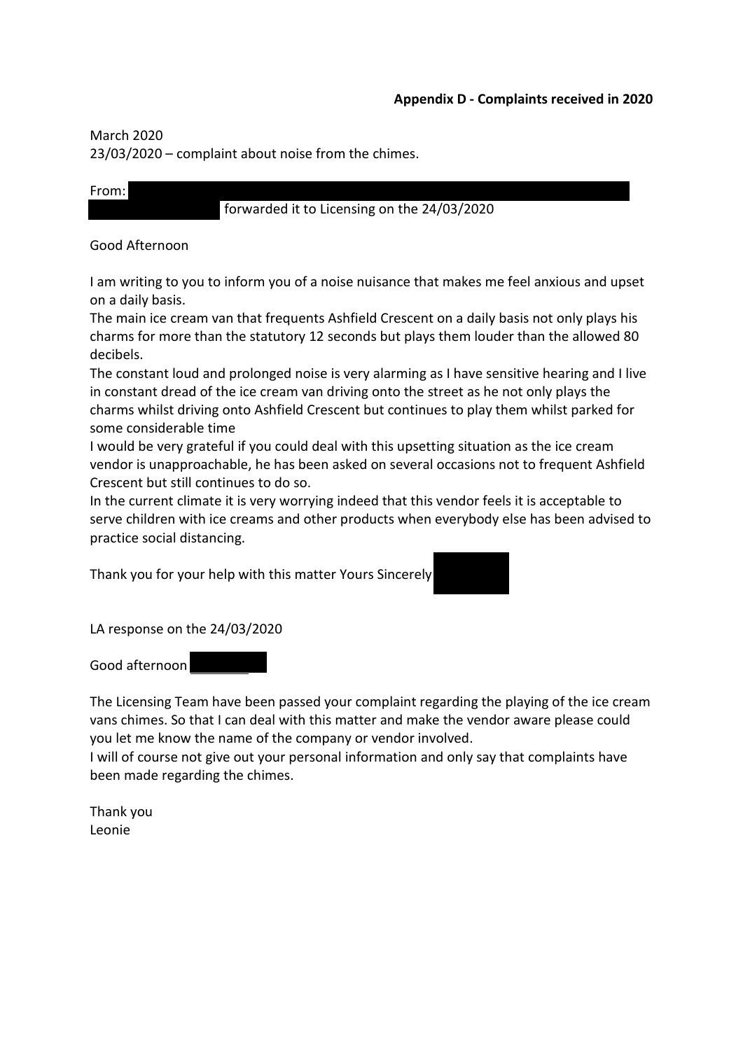**Appendix D - Complaints received in 2020**

March 2020
23/03/2020 – complaint about noise from the chimes.

From:
forwarded it to Licensing on the 24/03/2020

Good Afternoon

I am writing to you to inform you of a noise nuisance that makes me feel anxious and upset on a daily basis.
The main ice cream van that frequents Ashfield Crescent on a daily basis not only plays his charms for more than the statutory 12 seconds but plays them louder than the allowed 80 decibels.
The constant loud and prolonged noise is very alarming as I have sensitive hearing and I live in constant dread of the ice cream van driving onto the street as he not only plays the charms whilst driving onto Ashfield Crescent but continues to play them whilst parked for some considerable time
I would be very grateful if you could deal with this upsetting situation as the ice cream vendor is unapproachable, he has been asked on several occasions not to frequent Ashfield Crescent but still continues to do so.
In the current climate it is very worrying indeed that this vendor feels it is acceptable to serve children with ice creams and other products when everybody else has been advised to practice social distancing.

Thank you for your help with this matter Yours Sincerely

LA response on the 24/03/2020

Good afternoon

The Licensing Team have been passed your complaint regarding the playing of the ice cream vans chimes. So that I can deal with this matter and make the vendor aware please could you let me know the name of the company or vendor involved.
I will of course not give out your personal information and only say that complaints have been made regarding the chimes.

Thank you
Leonie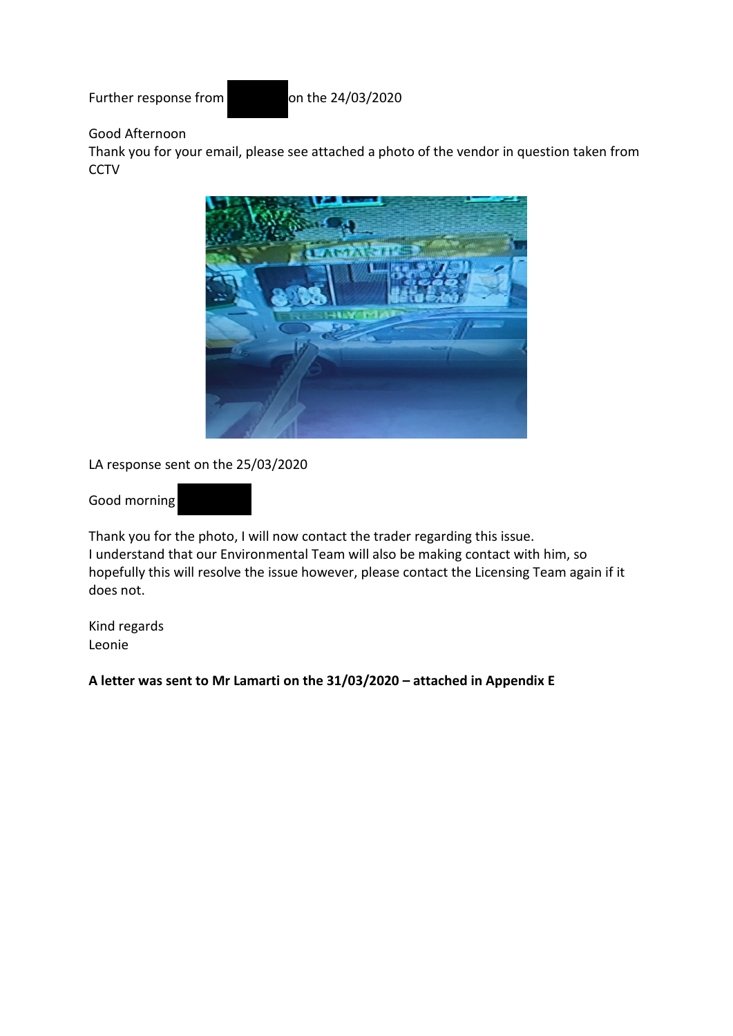Further response from on the 24/03/2020

Good Afternoon
Thank you for your email, please see attached a photo of the vendor in question taken from CCTV

LA response sent on the 25/03/2020

Good morning

Thank you for the photo, I will now contact the trader regarding this issue.
I understand that our Environmental Team will also be making contact with him, so hopefully this will resolve the issue however, please contact the Licensing Team again if it does not.

Kind regards
Leonie

**A letter was sent to Mr Lamarti on the 31/03/2020 – attached in Appendix E**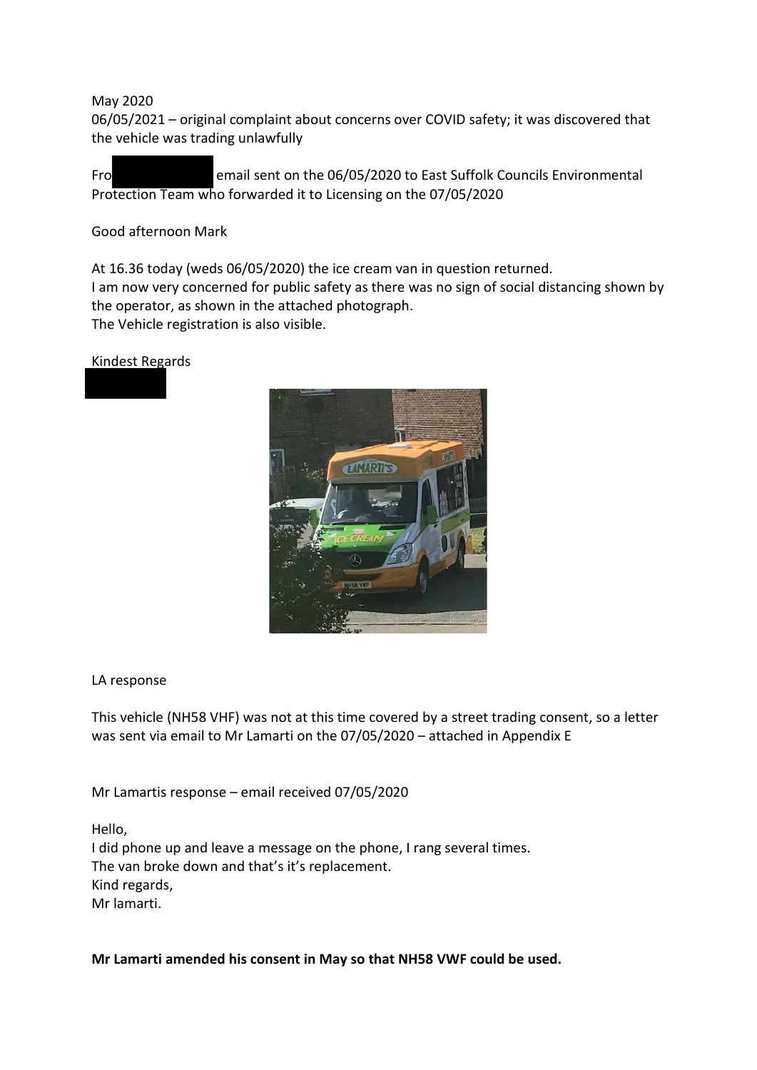May 2020

06/05/2021 – original complaint about concerns over COVID safety; it was discovered that the vehicle was trading unlawfully

Fro email sent on the 06/05/2020 to East Suffolk Councils Environmental Protection Team who forwarded it to Licensing on the 07/05/2020

Good afternoon Mark

At 16.36 today (weds 06/05/2020) the ice cream van in question returned.
I am now very concerned for public safety as there was no sign of social distancing shown by the operator, as shown in the attached photograph.
The Vehicle registration is also visible.

Kindest Regards

LA response

This vehicle (NH58 VHF) was not at this time covered by a street trading consent, so a letter was sent via email to Mr Lamarti on the 07/05/2020 – attached in Appendix E

Mr Lamartis response – email received 07/05/2020

Hello,
I did phone up and leave a message on the phone, I rang several times.
The van broke down and that's it's replacement.
Kind regards,
Mr lamarti.

**Mr Lamarti amended his consent in May so that NH58 VWF could be used.**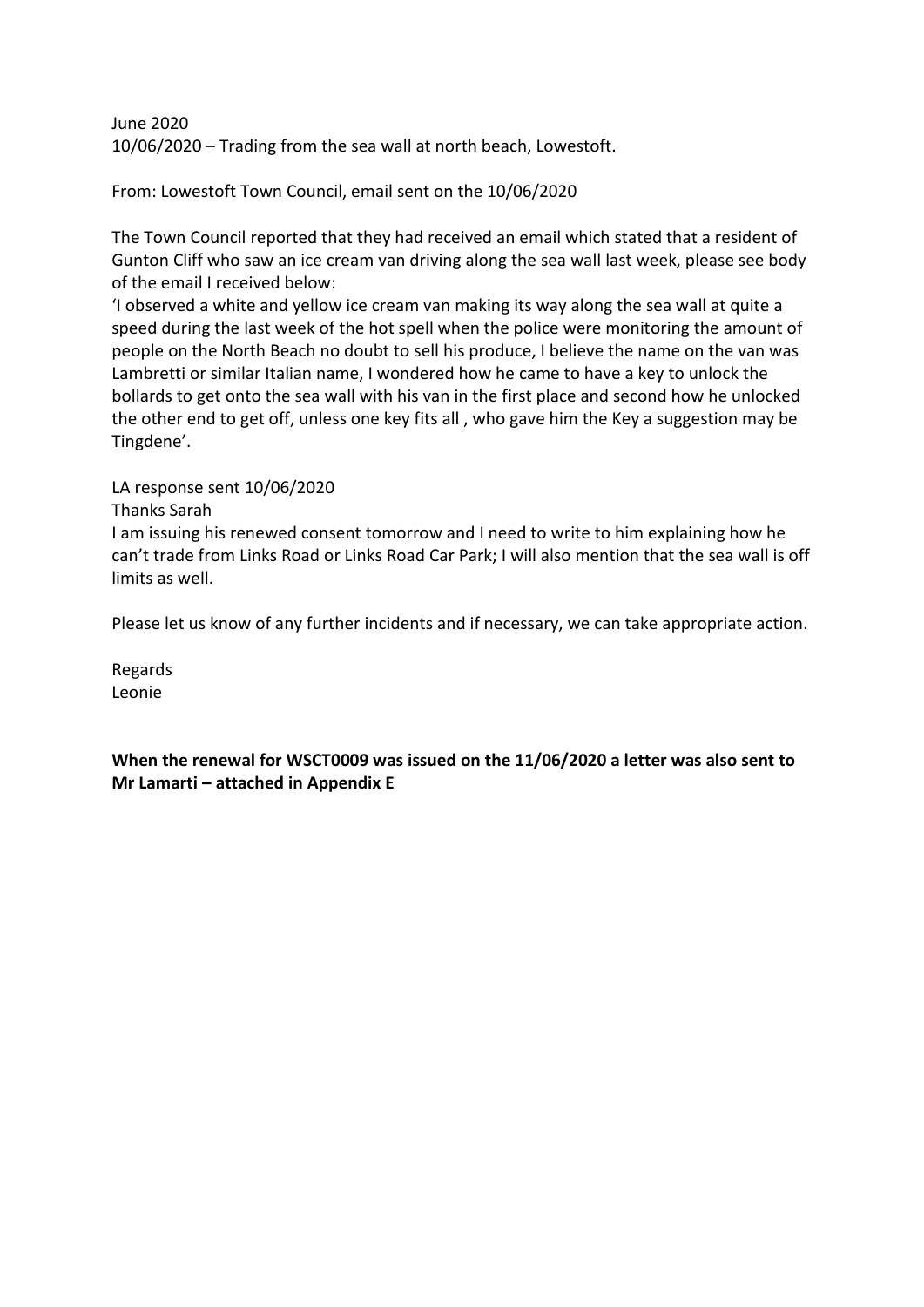June 2020
10/06/2020 – Trading from the sea wall at north beach, Lowestoft.

From: Lowestoft Town Council, email sent on the 10/06/2020

The Town Council reported that they had received an email which stated that a resident of Gunton Cliff who saw an ice cream van driving along the sea wall last week, please see body of the email I received below:
'I observed a white and yellow ice cream van making its way along the sea wall at quite a speed during the last week of the hot spell when the police were monitoring the amount of people on the North Beach no doubt to sell his produce, I believe the name on the van was Lambretti or similar Italian name, I wondered how he came to have a key to unlock the bollards to get onto the sea wall with his van in the first place and second how he unlocked the other end to get off, unless one key fits all , who gave him the Key a suggestion may be Tingdene'.

LA response sent 10/06/2020
Thanks Sarah
I am issuing his renewed consent tomorrow and I need to write to him explaining how he can't trade from Links Road or Links Road Car Park; I will also mention that the sea wall is off limits as well.

Please let us know of any further incidents and if necessary, we can take appropriate action.

Regards
Leonie

**When the renewal for WSCT0009 was issued on the 11/06/2020 a letter was also sent to Mr Lamarti – attached in Appendix E**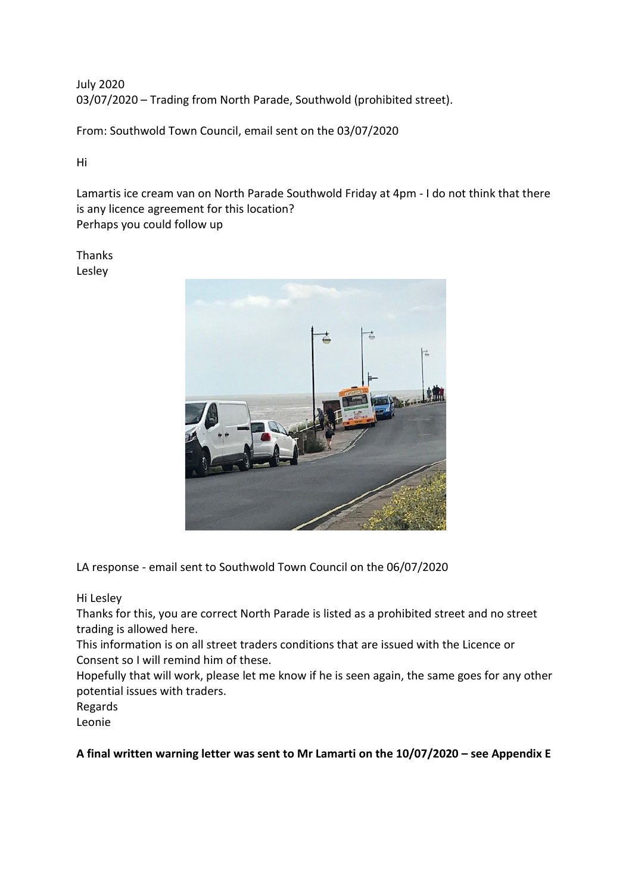July 2020
03/07/2020 – Trading from North Parade, Southwold (prohibited street).

From: Southwold Town Council, email sent on the 03/07/2020

Hi

Lamartis ice cream van on North Parade Southwold Friday at 4pm - I do not think that there is any licence agreement for this location?
Perhaps you could follow up

Thanks
Lesley

LA response - email sent to Southwold Town Council on the 06/07/2020

Hi Lesley
Thanks for this, you are correct North Parade is listed as a prohibited street and no street trading is allowed here.
This information is on all street traders conditions that are issued with the Licence or Consent so I will remind him of these.
Hopefully that will work, please let me know if he is seen again, the same goes for any other potential issues with traders.
Regards
Leonie

**A final written warning letter was sent to Mr Lamarti on the 10/07/2020 – see Appendix E**